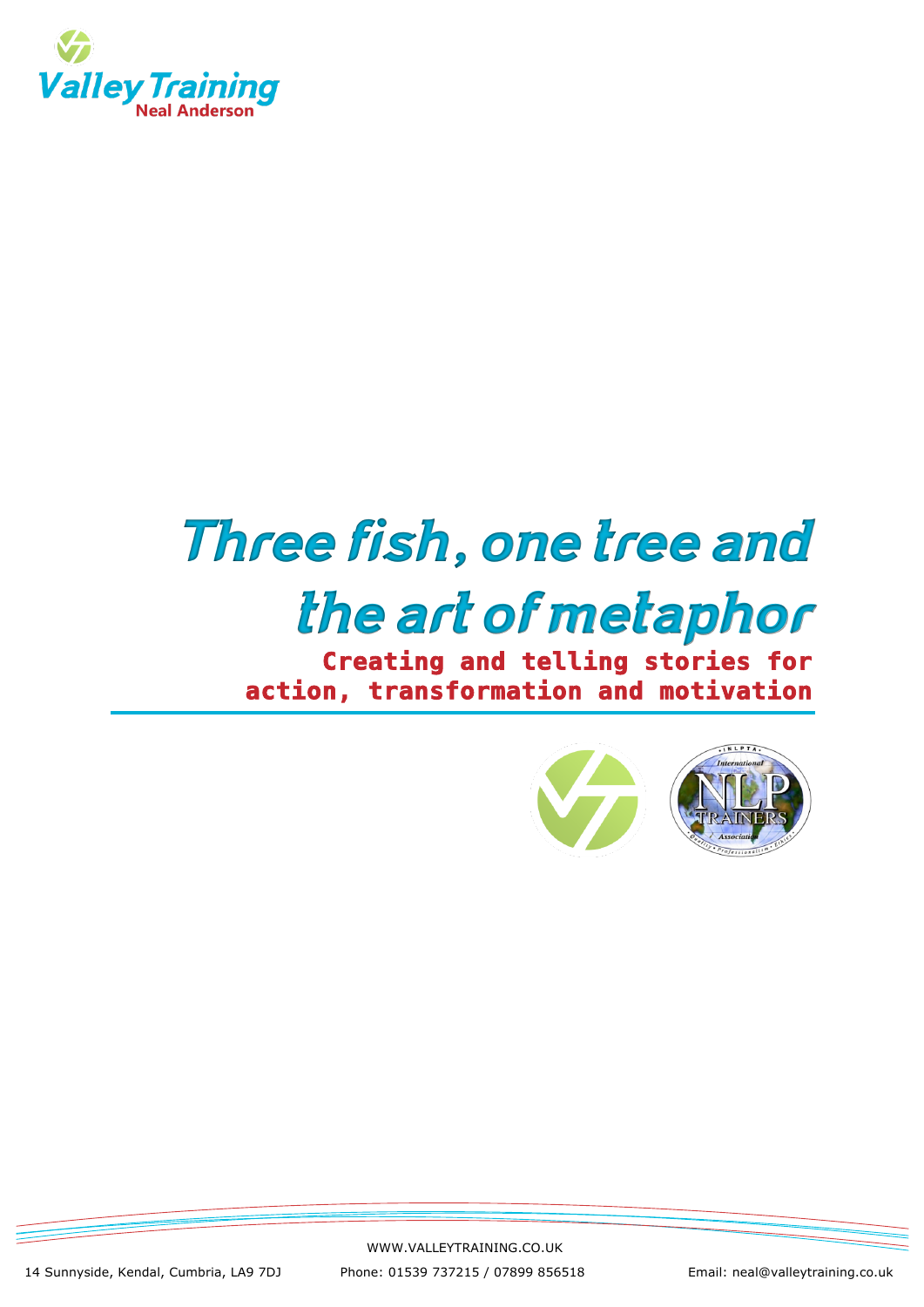Valley Training
Neal Anderson

# Three fish, one tree and the art of metaphor

**Creating and telling stories for action, transformation and motivation**

WWW.VALLEYTRAINING.CO.UK

14 Sunnyside, Kendal, Cumbria, LA9 7DJ Phone: 01539 737215 / 07899 856518 Email: neal@valleytraining.co.uk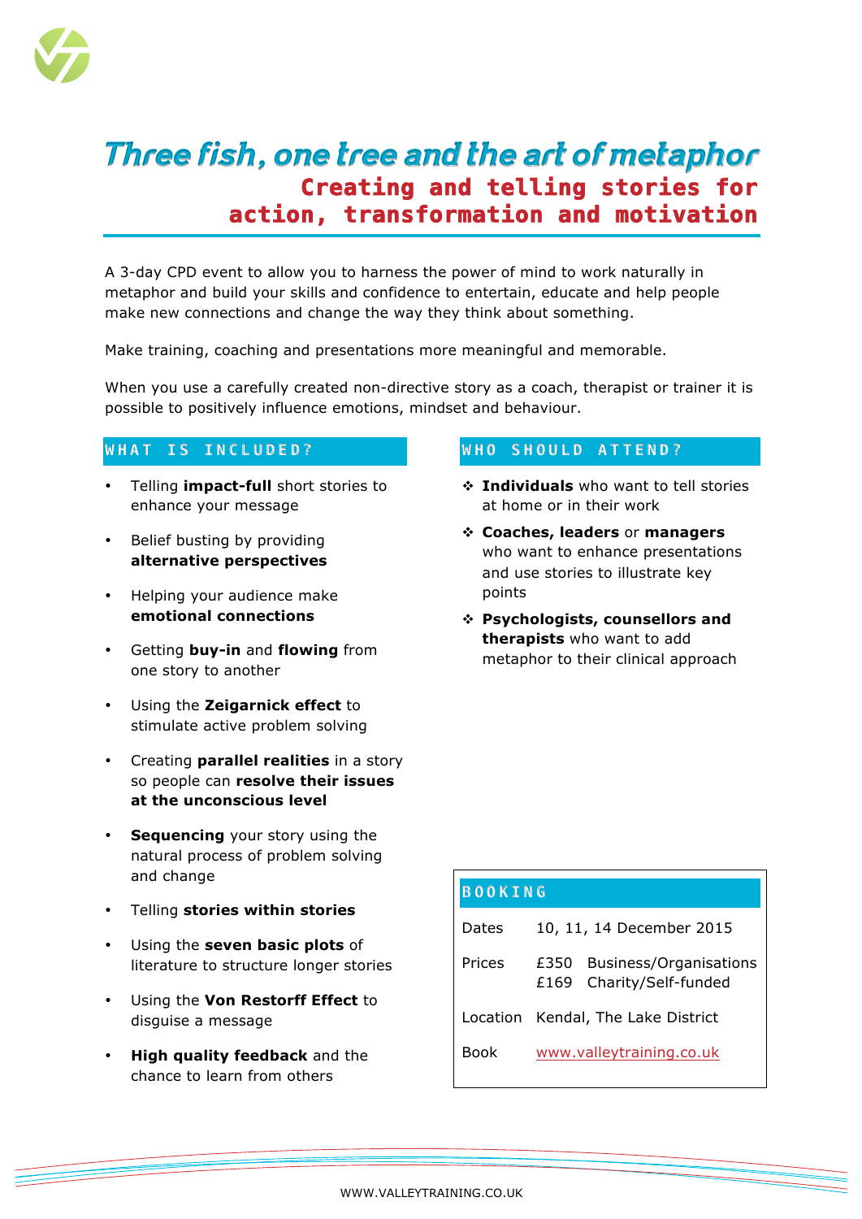# *Three fish, one tree and the art of metaphor*

## Creating and telling stories for action, transformation and motivation

A 3-day CPD event to allow you to harness the power of mind to work naturally in metaphor and build your skills and confidence to entertain, educate and help people make new connections and change the way they think about something.

Make training, coaching and presentations more meaningful and memorable.

When you use a carefully created non-directive story as a coach, therapist or trainer it is possible to positively influence emotions, mindset and behaviour.

### WHAT IS INCLUDED?

- Telling **impact-full** short stories to enhance your message
- Belief busting by providing **alternative perspectives**
- Helping your audience make **emotional connections**
- Getting **buy-in** and **flowing** from one story to another
- Using the **Zeigarnick effect** to stimulate active problem solving
- Creating **parallel realities** in a story so people can **resolve their issues at the unconscious level**
- **Sequencing** your story using the natural process of problem solving and change
- Telling **stories within stories**
- Using the **seven basic plots** of literature to structure longer stories
- Using the **Von Restorff Effect** to disguise a message
- **High quality feedback** and the chance to learn from others

### WHO SHOULD ATTEND?

- **Individuals** who want to tell stories at home or in their work
- **Coaches, leaders** or **managers** who want to enhance presentations and use stories to illustrate key points
- **Psychologists, counsellors and therapists** who want to add metaphor to their clinical approach

### BOOKING

| | |
|---|---|
| Dates | 10, 11, 14 December 2015 |
| Prices | £350 Business/Organisations<br>£169 Charity/Self-funded |
| Location | Kendal, The Lake District |
| Book | www.valleytraining.co.uk |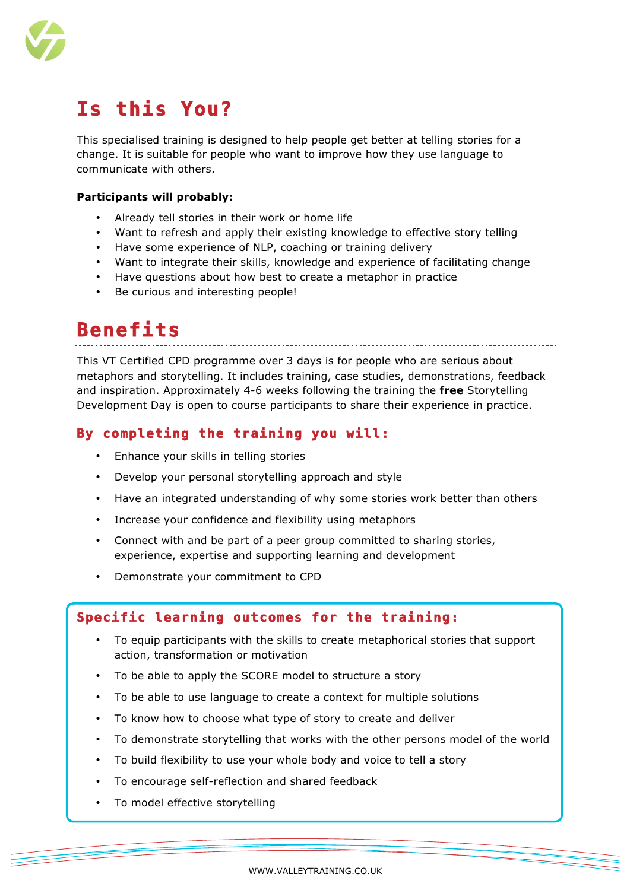# Is this You?

This specialised training is designed to help people get better at telling stories for a change. It is suitable for people who want to improve how they use language to communicate with others.

**Participants will probably:**

- Already tell stories in their work or home life
- Want to refresh and apply their existing knowledge to effective story telling
- Have some experience of NLP, coaching or training delivery
- Want to integrate their skills, knowledge and experience of facilitating change
- Have questions about how best to create a metaphor in practice
- Be curious and interesting people!

# Benefits

This VT Certified CPD programme over 3 days is for people who are serious about metaphors and storytelling. It includes training, case studies, demonstrations, feedback and inspiration. Approximately 4-6 weeks following the training the **free** Storytelling Development Day is open to course participants to share their experience in practice.

## By completing the training you will:

- Enhance your skills in telling stories
- Develop your personal storytelling approach and style
- Have an integrated understanding of why some stories work better than others
- Increase your confidence and flexibility using metaphors
- Connect with and be part of a peer group committed to sharing stories, experience, expertise and supporting learning and development
- Demonstrate your commitment to CPD

## Specific learning outcomes for the training:

- To equip participants with the skills to create metaphorical stories that support action, transformation or motivation
- To be able to apply the SCORE model to structure a story
- To be able to use language to create a context for multiple solutions
- To know how to choose what type of story to create and deliver
- To demonstrate storytelling that works with the other persons model of the world
- To build flexibility to use your whole body and voice to tell a story
- To encourage self-reflection and shared feedback
- To model effective storytelling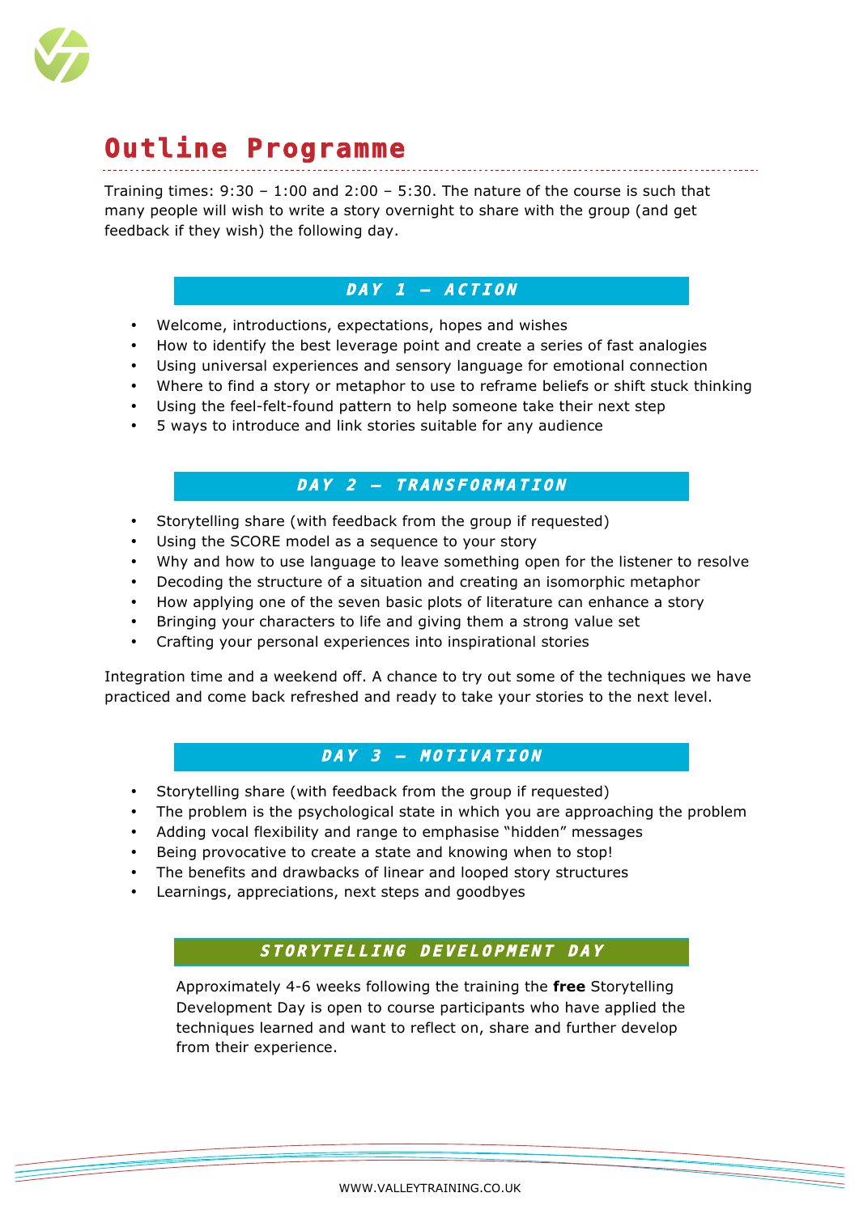# Outline Programme

Training times: 9:30 – 1:00 and 2:00 – 5:30. The nature of the course is such that many people will wish to write a story overnight to share with the group (and get feedback if they wish) the following day.

## DAY 1 – ACTION

- Welcome, introductions, expectations, hopes and wishes
- How to identify the best leverage point and create a series of fast analogies
- Using universal experiences and sensory language for emotional connection
- Where to find a story or metaphor to use to reframe beliefs or shift stuck thinking
- Using the feel-felt-found pattern to help someone take their next step
- 5 ways to introduce and link stories suitable for any audience

## DAY 2 – TRANSFORMATION

- Storytelling share (with feedback from the group if requested)
- Using the SCORE model as a sequence to your story
- Why and how to use language to leave something open for the listener to resolve
- Decoding the structure of a situation and creating an isomorphic metaphor
- How applying one of the seven basic plots of literature can enhance a story
- Bringing your characters to life and giving them a strong value set
- Crafting your personal experiences into inspirational stories

Integration time and a weekend off. A chance to try out some of the techniques we have practiced and come back refreshed and ready to take your stories to the next level.

## DAY 3 – MOTIVATION

- Storytelling share (with feedback from the group if requested)
- The problem is the psychological state in which you are approaching the problem
- Adding vocal flexibility and range to emphasise "hidden" messages
- Being provocative to create a state and knowing when to stop!
- The benefits and drawbacks of linear and looped story structures
- Learnings, appreciations, next steps and goodbyes

## STORYTELLING DEVELOPMENT DAY

Approximately 4-6 weeks following the training the **free** Storytelling Development Day is open to course participants who have applied the techniques learned and want to reflect on, share and further develop from their experience.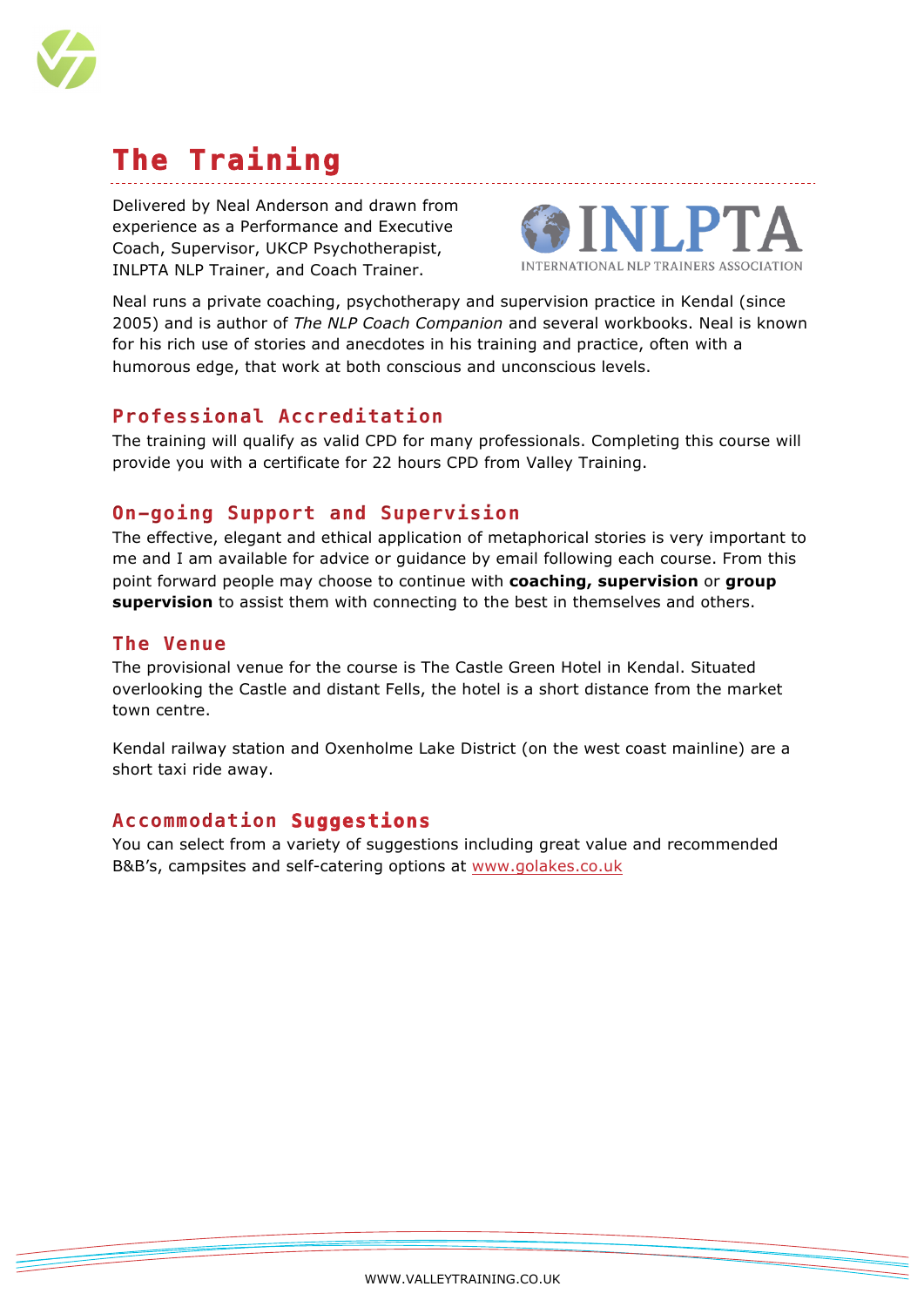# The Training

Delivered by Neal Anderson and drawn from experience as a Performance and Executive Coach, Supervisor, UKCP Psychotherapist, INLPTA NLP Trainer, and Coach Trainer.

INLPTA
INTERNATIONAL NLP TRAINERS ASSOCIATION

Neal runs a private coaching, psychotherapy and supervision practice in Kendal (since 2005) and is author of *The NLP Coach Companion* and several workbooks. Neal is known for his rich use of stories and anecdotes in his training and practice, often with a humorous edge, that work at both conscious and unconscious levels.

## Professional Accreditation

The training will qualify as valid CPD for many professionals. Completing this course will provide you with a certificate for 22 hours CPD from Valley Training.

## On-going Support and Supervision

The effective, elegant and ethical application of metaphorical stories is very important to me and I am available for advice or guidance by email following each course. From this point forward people may choose to continue with **coaching, supervision** or **group supervision** to assist them with connecting to the best in themselves and others.

## The Venue

The provisional venue for the course is The Castle Green Hotel in Kendal. Situated overlooking the Castle and distant Fells, the hotel is a short distance from the market town centre.

Kendal railway station and Oxenholme Lake District (on the west coast mainline) are a short taxi ride away.

## Accommodation Suggestions

You can select from a variety of suggestions including great value and recommended B&B's, campsites and self-catering options at www.golakes.co.uk